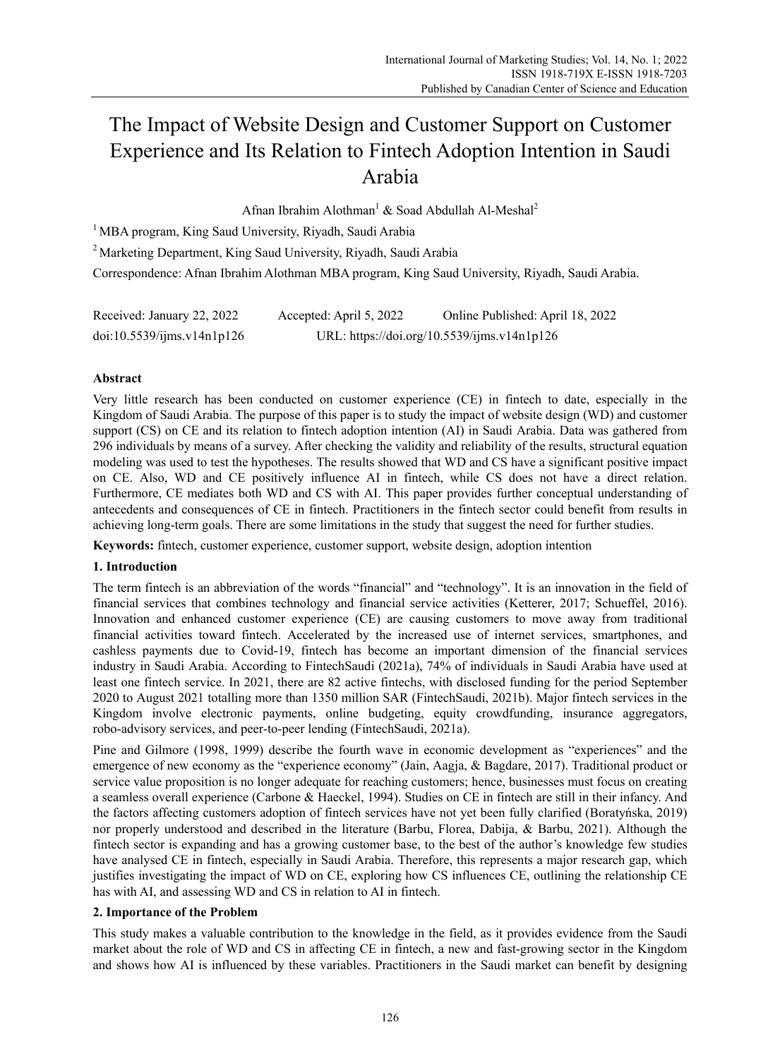# The Impact of Website Design and Customer Support on Customer Experience and Its Relation to Fintech Adoption Intention in Saudi Arabia

Afnan Ibrahim Alothman[1] & Soad Abdullah Al-Meshal[2]

[1] MBA program, King Saud University, Riyadh, Saudi Arabia

[2] Marketing Department, King Saud University, Riyadh, Saudi Arabia

Correspondence: Afnan Ibrahim Alothman MBA program, King Saud University, Riyadh, Saudi Arabia.

Received: January 22, 2022 Accepted: April 5, 2022 Online Published: April 18, 2022

doi:10.5539/ijms.v14n1p126 URL: https://doi.org/10.5539/ijms.v14n1p126

## Abstract

Very little research has been conducted on customer experience (CE) in fintech to date, especially in the Kingdom of Saudi Arabia. The purpose of this paper is to study the impact of website design (WD) and customer support (CS) on CE and its relation to fintech adoption intention (AI) in Saudi Arabia. Data was gathered from 296 individuals by means of a survey. After checking the validity and reliability of the results, structural equation modeling was used to test the hypotheses. The results showed that WD and CS have a significant positive impact on CE. Also, WD and CE positively influence AI in fintech, while CS does not have a direct relation. Furthermore, CE mediates both WD and CS with AI. This paper provides further conceptual understanding of antecedents and consequences of CE in fintech. Practitioners in the fintech sector could benefit from results in achieving long-term goals. There are some limitations in the study that suggest the need for further studies.

**Keywords:** fintech, customer experience, customer support, website design, adoption intention

## 1. Introduction

The term fintech is an abbreviation of the words "financial" and "technology". It is an innovation in the field of financial services that combines technology and financial service activities (Ketterer, 2017; Schueffel, 2016). Innovation and enhanced customer experience (CE) are causing customers to move away from traditional financial activities toward fintech. Accelerated by the increased use of internet services, smartphones, and cashless payments due to Covid-19, fintech has become an important dimension of the financial services industry in Saudi Arabia. According to FintechSaudi (2021a), 74% of individuals in Saudi Arabia have used at least one fintech service. In 2021, there are 82 active fintechs, with disclosed funding for the period September 2020 to August 2021 totalling more than 1350 million SAR (FintechSaudi, 2021b). Major fintech services in the Kingdom involve electronic payments, online budgeting, equity crowdfunding, insurance aggregators, robo-advisory services, and peer-to-peer lending (FintechSaudi, 2021a).

Pine and Gilmore (1998, 1999) describe the fourth wave in economic development as "experiences" and the emergence of new economy as the "experience economy" (Jain, Aagja, & Bagdare, 2017). Traditional product or service value proposition is no longer adequate for reaching customers; hence, businesses must focus on creating a seamless overall experience (Carbone & Haeckel, 1994). Studies on CE in fintech are still in their infancy. And the factors affecting customers adoption of fintech services have not yet been fully clarified (Boratyńska, 2019) nor properly understood and described in the literature (Barbu, Florea, Dabija, & Barbu, 2021). Although the fintech sector is expanding and has a growing customer base, to the best of the author's knowledge few studies have analysed CE in fintech, especially in Saudi Arabia. Therefore, this represents a major research gap, which justifies investigating the impact of WD on CE, exploring how CS influences CE, outlining the relationship CE has with AI, and assessing WD and CS in relation to AI in fintech.

## 2. Importance of the Problem

This study makes a valuable contribution to the knowledge in the field, as it provides evidence from the Saudi market about the role of WD and CS in affecting CE in fintech, a new and fast-growing sector in the Kingdom and shows how AI is influenced by these variables. Practitioners in the Saudi market can benefit by designing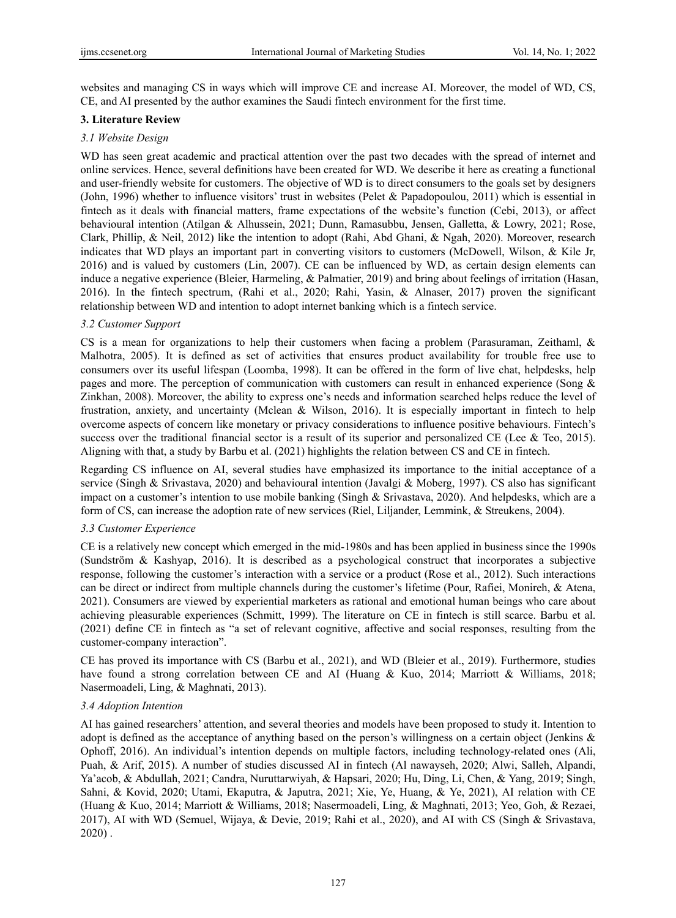websites and managing CS in ways which will improve CE and increase AI. Moreover, the model of WD, CS, CE, and AI presented by the author examines the Saudi fintech environment for the first time.

## 3. Literature Review

### *3.1 Website Design*

WD has seen great academic and practical attention over the past two decades with the spread of internet and online services. Hence, several definitions have been created for WD. We describe it here as creating a functional and user-friendly website for customers. The objective of WD is to direct consumers to the goals set by designers (John, 1996) whether to influence visitors' trust in websites (Pelet & Papadopoulou, 2011) which is essential in fintech as it deals with financial matters, frame expectations of the website's function (Cebi, 2013), or affect behavioural intention (Atilgan & Alhussein, 2021; Dunn, Ramasubbu, Jensen, Galletta, & Lowry, 2021; Rose, Clark, Phillip, & Neil, 2012) like the intention to adopt (Rahi, Abd Ghani, & Ngah, 2020). Moreover, research indicates that WD plays an important part in converting visitors to customers (McDowell, Wilson, & Kile Jr, 2016) and is valued by customers (Lin, 2007). CE can be influenced by WD, as certain design elements can induce a negative experience (Bleier, Harmeling, & Palmatier, 2019) and bring about feelings of irritation (Hasan, 2016). In the fintech spectrum, (Rahi et al., 2020; Rahi, Yasin, & Alnaser, 2017) proven the significant relationship between WD and intention to adopt internet banking which is a fintech service.

### *3.2 Customer Support*

CS is a mean for organizations to help their customers when facing a problem (Parasuraman, Zeithaml, & Malhotra, 2005). It is defined as set of activities that ensures product availability for trouble free use to consumers over its useful lifespan (Loomba, 1998). It can be offered in the form of live chat, helpdesks, help pages and more. The perception of communication with customers can result in enhanced experience (Song & Zinkhan, 2008). Moreover, the ability to express one's needs and information searched helps reduce the level of frustration, anxiety, and uncertainty (Mclean & Wilson, 2016). It is especially important in fintech to help overcome aspects of concern like monetary or privacy considerations to influence positive behaviours. Fintech's success over the traditional financial sector is a result of its superior and personalized CE (Lee & Teo, 2015). Aligning with that, a study by Barbu et al. (2021) highlights the relation between CS and CE in fintech.

Regarding CS influence on AI, several studies have emphasized its importance to the initial acceptance of a service (Singh & Srivastava, 2020) and behavioural intention (Javalgi & Moberg, 1997). CS also has significant impact on a customer's intention to use mobile banking (Singh & Srivastava, 2020). And helpdesks, which are a form of CS, can increase the adoption rate of new services (Riel, Liljander, Lemmink, & Streukens, 2004).

### *3.3 Customer Experience*

CE is a relatively new concept which emerged in the mid-1980s and has been applied in business since the 1990s (Sundström & Kashyap, 2016). It is described as a psychological construct that incorporates a subjective response, following the customer's interaction with a service or a product (Rose et al., 2012). Such interactions can be direct or indirect from multiple channels during the customer's lifetime (Pour, Rafiei, Monireh, & Atena, 2021). Consumers are viewed by experiential marketers as rational and emotional human beings who care about achieving pleasurable experiences (Schmitt, 1999). The literature on CE in fintech is still scarce. Barbu et al. (2021) define CE in fintech as "a set of relevant cognitive, affective and social responses, resulting from the customer-company interaction".

CE has proved its importance with CS (Barbu et al., 2021), and WD (Bleier et al., 2019). Furthermore, studies have found a strong correlation between CE and AI (Huang & Kuo, 2014; Marriott & Williams, 2018; Nasermoadeli, Ling, & Maghnati, 2013).

### *3.4 Adoption Intention*

AI has gained researchers' attention, and several theories and models have been proposed to study it. Intention to adopt is defined as the acceptance of anything based on the person's willingness on a certain object (Jenkins & Ophoff, 2016). An individual's intention depends on multiple factors, including technology-related ones (Ali, Puah, & Arif, 2015). A number of studies discussed AI in fintech (Al nawayseh, 2020; Alwi, Salleh, Alpandi, Ya'acob, & Abdullah, 2021; Candra, Nuruttarwiyah, & Hapsari, 2020; Hu, Ding, Li, Chen, & Yang, 2019; Singh, Sahni, & Kovid, 2020; Utami, Ekaputra, & Japutra, 2021; Xie, Ye, Huang, & Ye, 2021), AI relation with CE (Huang & Kuo, 2014; Marriott & Williams, 2018; Nasermoadeli, Ling, & Maghnati, 2013; Yeo, Goh, & Rezaei, 2017), AI with WD (Semuel, Wijaya, & Devie, 2019; Rahi et al., 2020), and AI with CS (Singh & Srivastava, 2020) .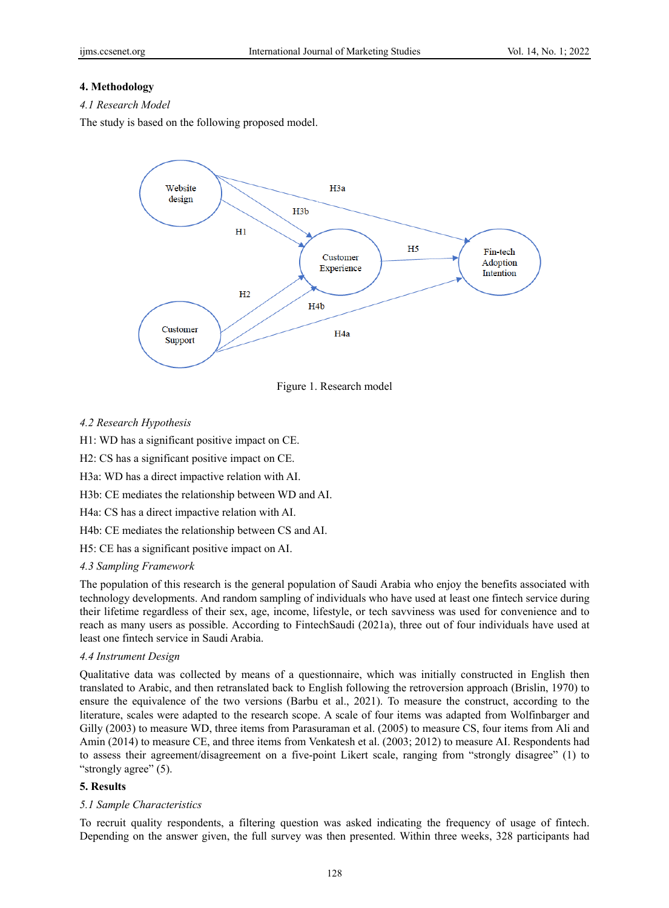## 4. Methodology

### *4.1 Research Model*

The study is based on the following proposed model.

Figure 1. Research model

### *4.2 Research Hypothesis*

H1: WD has a significant positive impact on CE.

H2: CS has a significant positive impact on CE.

H3a: WD has a direct impactive relation with AI.

H3b: CE mediates the relationship between WD and AI.

H4a: CS has a direct impactive relation with AI.

H4b: CE mediates the relationship between CS and AI.

H5: CE has a significant positive impact on AI.

### *4.3 Sampling Framework*

The population of this research is the general population of Saudi Arabia who enjoy the benefits associated with technology developments. And random sampling of individuals who have used at least one fintech service during their lifetime regardless of their sex, age, income, lifestyle, or tech savviness was used for convenience and to reach as many users as possible. According to FintechSaudi (2021a), three out of four individuals have used at least one fintech service in Saudi Arabia.

### *4.4 Instrument Design*

Qualitative data was collected by means of a questionnaire, which was initially constructed in English then translated to Arabic, and then retranslated back to English following the retroversion approach (Brislin, 1970) to ensure the equivalence of the two versions (Barbu et al., 2021). To measure the construct, according to the literature, scales were adapted to the research scope. A scale of four items was adapted from Wolfinbarger and Gilly (2003) to measure WD, three items from Parasuraman et al. (2005) to measure CS, four items from Ali and Amin (2014) to measure CE, and three items from Venkatesh et al. (2003; 2012) to measure AI. Respondents had to assess their agreement/disagreement on a five-point Likert scale, ranging from "strongly disagree" (1) to "strongly agree" (5).

## 5. Results

### *5.1 Sample Characteristics*

To recruit quality respondents, a filtering question was asked indicating the frequency of usage of fintech. Depending on the answer given, the full survey was then presented. Within three weeks, 328 participants had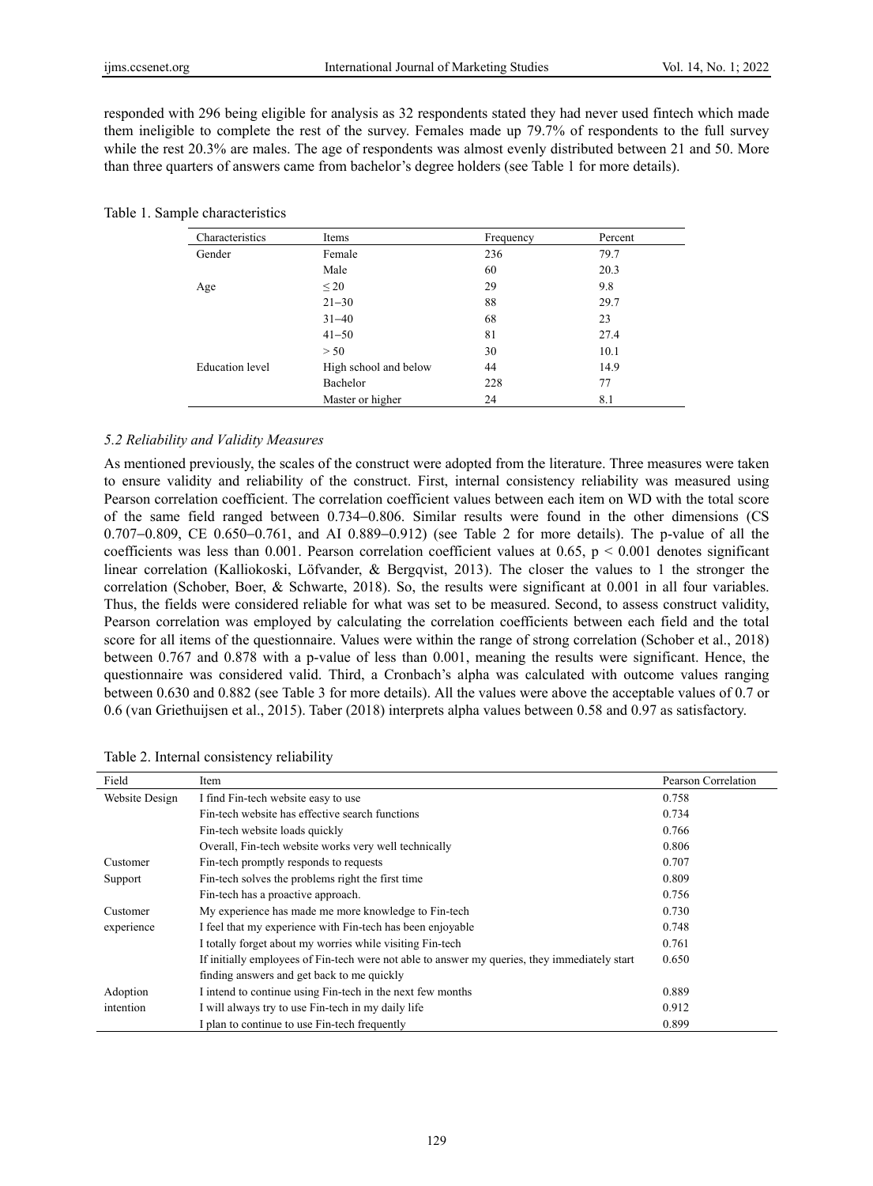responded with 296 being eligible for analysis as 32 respondents stated they had never used fintech which made them ineligible to complete the rest of the survey. Females made up 79.7% of respondents to the full survey while the rest 20.3% are males. The age of respondents was almost evenly distributed between 21 and 50. More than three quarters of answers came from bachelor's degree holders (see Table 1 for more details).

Table 1. Sample characteristics

| Characteristics | Items | Frequency | Percent |
|---|---|---|---|
| Gender | Female | 236 | 79.7 |
| | Male | 60 | 20.3 |
| Age | ≤ 20 | 29 | 9.8 |
| | 21−30 | 88 | 29.7 |
| | 31−40 | 68 | 23 |
| | 41−50 | 81 | 27.4 |
| | > 50 | 30 | 10.1 |
| Education level | High school and below | 44 | 14.9 |
| | Bachelor | 228 | 77 |
| | Master or higher | 24 | 8.1 |

### *5.2 Reliability and Validity Measures*

As mentioned previously, the scales of the construct were adopted from the literature. Three measures were taken to ensure validity and reliability of the construct. First, internal consistency reliability was measured using Pearson correlation coefficient. The correlation coefficient values between each item on WD with the total score of the same field ranged between 0.734–0.806. Similar results were found in the other dimensions (CS 0.707–0.809, CE 0.650–0.761, and AI 0.889–0.912) (see Table 2 for more details). The p-value of all the coefficients was less than 0.001. Pearson correlation coefficient values at 0.65, $p < 0.001$ denotes significant linear correlation (Kalliokoski, Löfvander, & Bergqvist, 2013). The closer the values to 1 the stronger the correlation (Schober, Boer, & Schwarte, 2018). So, the results were significant at 0.001 in all four variables. Thus, the fields were considered reliable for what was set to be measured. Second, to assess construct validity, Pearson correlation was employed by calculating the correlation coefficients between each field and the total score for all items of the questionnaire. Values were within the range of strong correlation (Schober et al., 2018) between 0.767 and 0.878 with a p-value of less than 0.001, meaning the results were significant. Hence, the questionnaire was considered valid. Third, a Cronbach's alpha was calculated with outcome values ranging between 0.630 and 0.882 (see Table 3 for more details). All the values were above the acceptable values of 0.7 or 0.6 (van Griethuijsen et al., 2015). Taber (2018) interprets alpha values between 0.58 and 0.97 as satisfactory.

Table 2. Internal consistency reliability

| Field | Item | Pearson Correlation |
|---|---|---|
| Website Design | I find Fin-tech website easy to use | 0.758 |
| | Fin-tech website has effective search functions | 0.734 |
| | Fin-tech website loads quickly | 0.766 |
| | Overall, Fin-tech website works very well technically | 0.806 |
| Customer Support | Fin-tech promptly responds to requests | 0.707 |
| | Fin-tech solves the problems right the first time | 0.809 |
| | Fin-tech has a proactive approach. | 0.756 |
| Customer experience | My experience has made me more knowledge to Fin-tech | 0.730 |
| | I feel that my experience with Fin-tech has been enjoyable | 0.748 |
| | I totally forget about my worries while visiting Fin-tech | 0.761 |
| | If initially employees of Fin-tech were not able to answer my queries, they immediately start finding answers and get back to me quickly | 0.650 |
| Adoption intention | I intend to continue using Fin-tech in the next few months | 0.889 |
| | I will always try to use Fin-tech in my daily life | 0.912 |
| | I plan to continue to use Fin-tech frequently | 0.899 |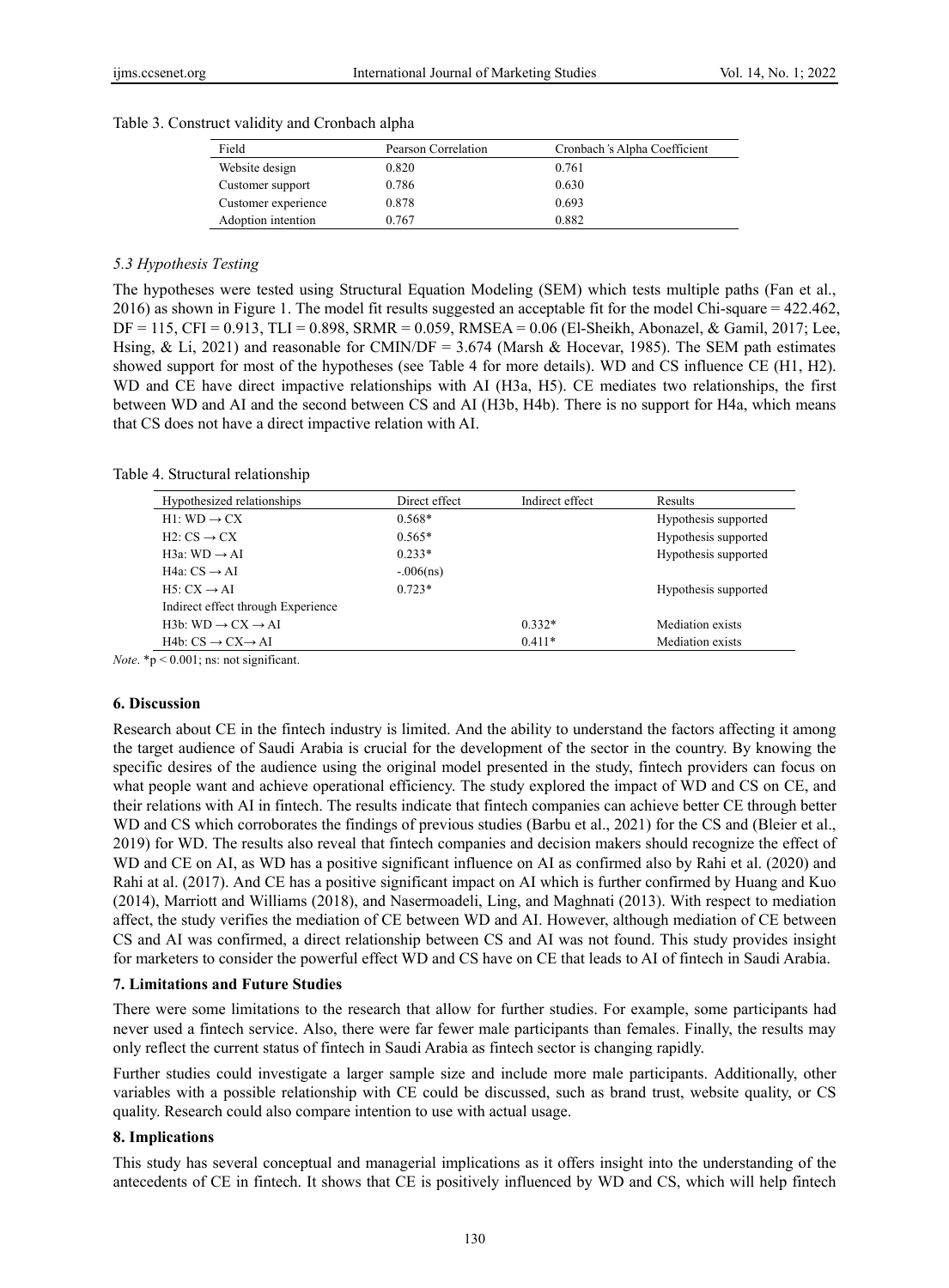Table 3. Construct validity and Cronbach alpha

| Field | Pearson Correlation | Cronbach*'s* Alpha Coefficient |
| --- | --- | --- |
| Website design | 0.820 | 0.761 |
| Customer support | 0.786 | 0.630 |
| Customer experience | 0.878 | 0.693 |
| Adoption intention | 0.767 | 0.882 |

### *5.3 Hypothesis Testing*

The hypotheses were tested using Structural Equation Modeling (SEM) which tests multiple paths (Fan et al., 2016) as shown in Figure 1. The model fit results suggested an acceptable fit for the model Chi-square = 422.462, DF = 115, CFI = 0.913, TLI = 0.898, SRMR = 0.059, RMSEA = 0.06 (El-Sheikh, Abonazel, & Gamil, 2017; Lee, Hsing, & Li, 2021) and reasonable for CMIN/DF = 3.674 (Marsh & Hocevar, 1985). The SEM path estimates showed support for most of the hypotheses (see Table 4 for more details). WD and CS influence CE (H1, H2). WD and CE have direct impactive relationships with AI (H3a, H5). CE mediates two relationships, the first between WD and AI and the second between CS and AI (H3b, H4b). There is no support for H4a, which means that CS does not have a direct impactive relation with AI.

Table 4. Structural relationship

| Hypothesized relationships | Direct effect | Indirect effect | Results |
| --- | --- | --- | --- |
| H1: WD → CX | 0.568* | | Hypothesis supported |
| H2: CS → CX | 0.565* | | Hypothesis supported |
| H3a: WD → AI | 0.233* | | Hypothesis supported |
| H4a: CS → AI | -.006(ns) | | |
| H5: CX → AI | 0.723* | | Hypothesis supported |
| Indirect effect through Experience | | | |
| H3b: WD → CX → AI | | 0.332* | Mediation exists |
| H4b: CS → CX→ AI | | 0.411* | Mediation exists |

*Note*. *p < 0.001; ns: not significant.

## 6. Discussion

Research about CE in the fintech industry is limited. And the ability to understand the factors affecting it among the target audience of Saudi Arabia is crucial for the development of the sector in the country. By knowing the specific desires of the audience using the original model presented in the study, fintech providers can focus on what people want and achieve operational efficiency. The study explored the impact of WD and CS on CE, and their relations with AI in fintech. The results indicate that fintech companies can achieve better CE through better WD and CS which corroborates the findings of previous studies (Barbu et al., 2021) for the CS and (Bleier et al., 2019) for WD. The results also reveal that fintech companies and decision makers should recognize the effect of WD and CE on AI, as WD has a positive significant influence on AI as confirmed also by Rahi et al. (2020) and Rahi at al. (2017). And CE has a positive significant impact on AI which is further confirmed by Huang and Kuo (2014), Marriott and Williams (2018), and Nasermoadeli, Ling, and Maghnati (2013). With respect to mediation affect, the study verifies the mediation of CE between WD and AI. However, although mediation of CE between CS and AI was confirmed, a direct relationship between CS and AI was not found. This study provides insight for marketers to consider the powerful effect WD and CS have on CE that leads to AI of fintech in Saudi Arabia.

## 7. Limitations and Future Studies

There were some limitations to the research that allow for further studies. For example, some participants had never used a fintech service. Also, there were far fewer male participants than females. Finally, the results may only reflect the current status of fintech in Saudi Arabia as fintech sector is changing rapidly.

Further studies could investigate a larger sample size and include more male participants. Additionally, other variables with a possible relationship with CE could be discussed, such as brand trust, website quality, or CS quality. Research could also compare intention to use with actual usage.

## 8. Implications

This study has several conceptual and managerial implications as it offers insight into the understanding of the antecedents of CE in fintech. It shows that CE is positively influenced by WD and CS, which will help fintech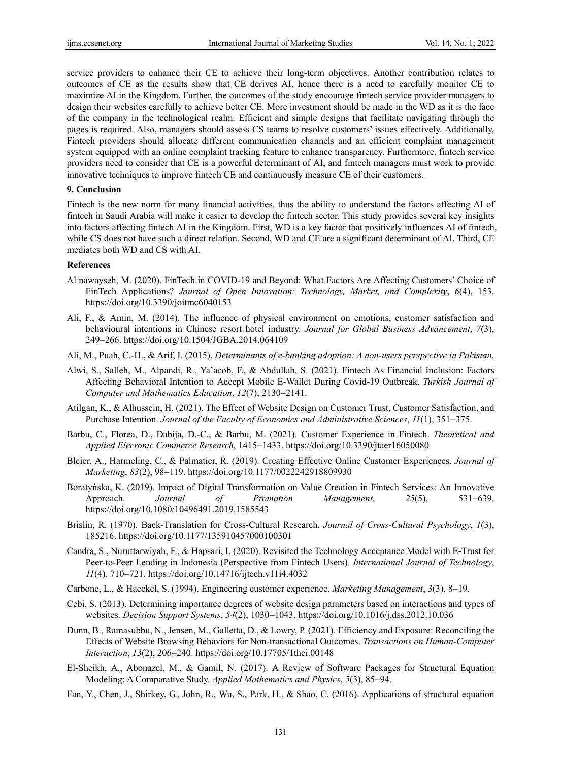service providers to enhance their CE to achieve their long-term objectives. Another contribution relates to outcomes of CE as the results show that CE derives AI, hence there is a need to carefully monitor CE to maximize AI in the Kingdom. Further, the outcomes of the study encourage fintech service provider managers to design their websites carefully to achieve better CE. More investment should be made in the WD as it is the face of the company in the technological realm. Efficient and simple designs that facilitate navigating through the pages is required. Also, managers should assess CS teams to resolve customers' issues effectively. Additionally, Fintech providers should allocate different communication channels and an efficient complaint management system equipped with an online complaint tracking feature to enhance transparency. Furthermore, fintech service providers need to consider that CE is a powerful determinant of AI, and fintech managers must work to provide innovative techniques to improve fintech CE and continuously measure CE of their customers.

## 9. Conclusion

Fintech is the new norm for many financial activities, thus the ability to understand the factors affecting AI of fintech in Saudi Arabia will make it easier to develop the fintech sector. This study provides several key insights into factors affecting fintech AI in the Kingdom. First, WD is a key factor that positively influences AI of fintech, while CS does not have such a direct relation. Second, WD and CE are a significant determinant of AI. Third, CE mediates both WD and CS with AI.

## References

Al nawayseh, M. (2020). FinTech in COVID-19 and Beyond: What Factors Are Affecting Customers' Choice of FinTech Applications? *Journal of Open Innovation: Technology, Market, and Complexity*, *6*(4), 153. https://doi.org/10.3390/joitmc6040153

Ali, F., & Amin, M. (2014). The influence of physical environment on emotions, customer satisfaction and behavioural intentions in Chinese resort hotel industry. *Journal for Global Business Advancement*, *7*(3), 249–266. https://doi.org/10.1504/JGBA.2014.064109

Ali, M., Puah, C.-H., & Arif, I. (2015). *Determinants of e-banking adoption: A non-users perspective in Pakistan*.

Alwi, S., Salleh, M., Alpandi, R., Ya'acob, F., & Abdullah, S. (2021). Fintech As Financial Inclusion: Factors Affecting Behavioral Intention to Accept Mobile E-Wallet During Covid-19 Outbreak. *Turkish Journal of Computer and Mathematics Education*, *12*(7), 2130–2141.

Atilgan, K., & Alhussein, H. (2021). The Effect of Website Design on Customer Trust, Customer Satisfaction, and Purchase Intention. *Journal of the Faculty of Economics and Administrative Sciences*, *11*(1), 351–375.

Barbu, C., Florea, D., Dabija, D.-C., & Barbu, M. (2021). Customer Experience in Fintech. *Theoretical and Applied Elecronic Commerce Research*, 1415–1433. https://doi.org/10.3390/jtaer16050080

Bleier, A., Harmeling, C., & Palmatier, R. (2019). Creating Effective Online Customer Experiences. *Journal of Marketing*, *83*(2), 98–119. https://doi.org/10.1177/0022242918809930

Boratyńska, K. (2019). Impact of Digital Transformation on Value Creation in Fintech Services: An Innovative Approach. *Journal of Promotion Management*, *25*(5), 531–639. https://doi.org/10.1080/10496491.2019.1585543

Brislin, R. (1970). Back-Translation for Cross-Cultural Research. *Journal of Cross-Cultural Psychology*, *1*(3), 185216. https://doi.org/10.1177/135910457000100301

Candra, S., Nuruttarwiyah, F., & Hapsari, I. (2020). Revisited the Technology Acceptance Model with E-Trust for Peer-to-Peer Lending in Indonesia (Perspective from Fintech Users). *International Journal of Technology*, *11*(4), 710–721. https://doi.org/10.14716/ijtech.v11i4.4032

Carbone, L., & Haeckel, S. (1994). Engineering customer experience. *Marketing Management*, *3*(3), 8–19.

Cebi, S. (2013). Determining importance degrees of website design parameters based on interactions and types of websites. *Decision Support Systems*, *54*(2), 1030–1043. https://doi.org/10.1016/j.dss.2012.10.036

Dunn, B., Ramasubbu, N., Jensen, M., Galletta, D., & Lowry, P. (2021). Efficiency and Exposure: Reconciling the Effects of Website Browsing Behaviors for Non-transactional Outcomes. *Transactions on Human-Computer Interaction*, *13*(2), 206–240. https://doi.org/10.17705/1thci.00148

El-Sheikh, A., Abonazel, M., & Gamil, N. (2017). A Review of Software Packages for Structural Equation Modeling: A Comparative Study. *Applied Mathematics and Physics*, *5*(3), 85–94.

Fan, Y., Chen, J., Shirkey, G., John, R., Wu, S., Park, H., & Shao, C. (2016). Applications of structural equation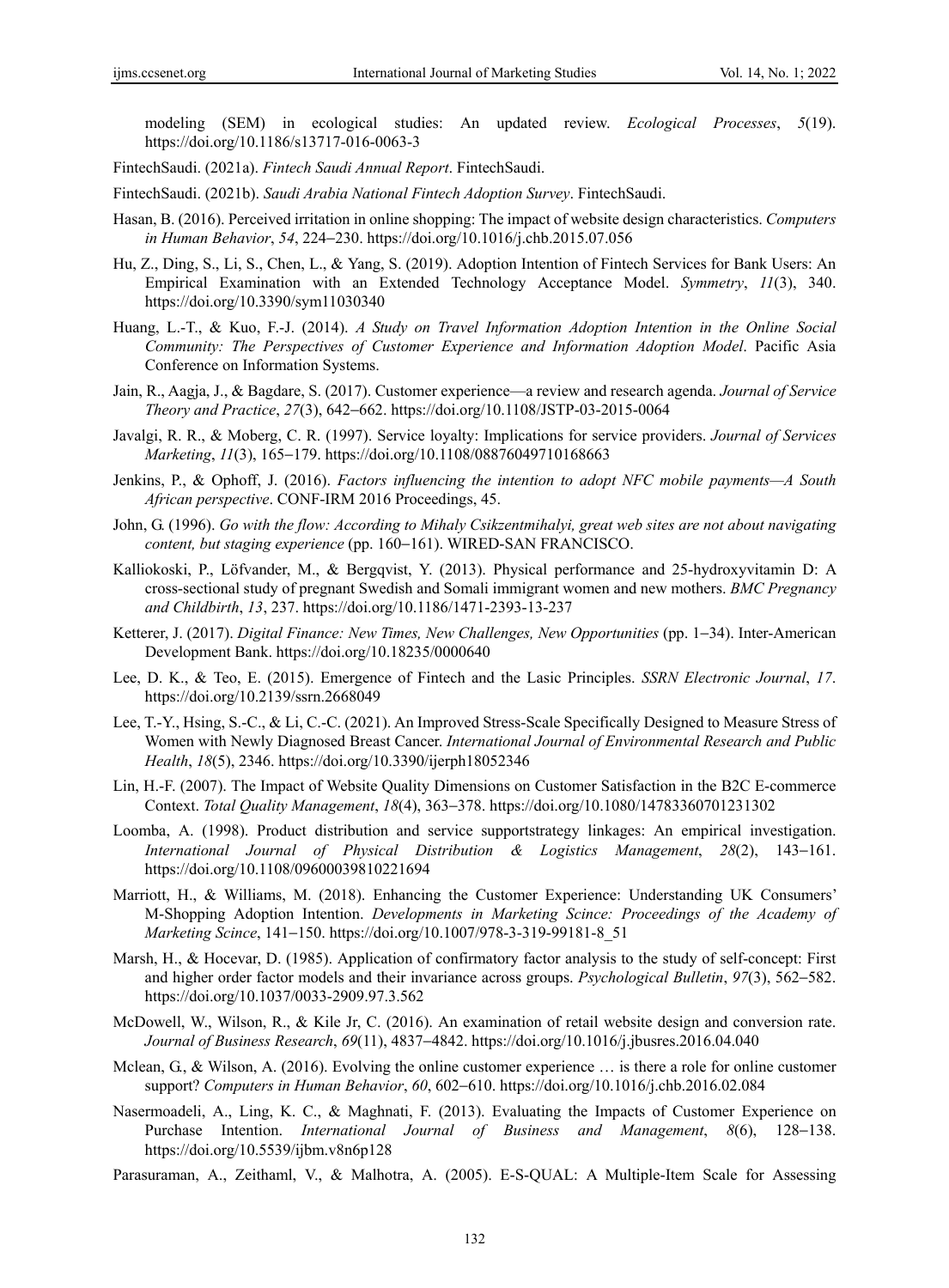modeling (SEM) in ecological studies: An updated review. *Ecological Processes*, *5*(19). https://doi.org/10.1186/s13717-016-0063-3

FintechSaudi. (2021a). *Fintech Saudi Annual Report*. FintechSaudi.

FintechSaudi. (2021b). *Saudi Arabia National Fintech Adoption Survey*. FintechSaudi.

Hasan, B. (2016). Perceived irritation in online shopping: The impact of website design characteristics. *Computers in Human Behavior*, *54*, 224‒230. https://doi.org/10.1016/j.chb.2015.07.056

Hu, Z., Ding, S., Li, S., Chen, L., & Yang, S. (2019). Adoption Intention of Fintech Services for Bank Users: An Empirical Examination with an Extended Technology Acceptance Model. *Symmetry*, *11*(3), 340. https://doi.org/10.3390/sym11030340

Huang, L.-T., & Kuo, F.-J. (2014). *A Study on Travel Information Adoption Intention in the Online Social Community: The Perspectives of Customer Experience and Information Adoption Model*. Pacific Asia Conference on Information Systems.

Jain, R., Aagja, J., & Bagdare, S. (2017). Customer experience—a review and research agenda. *Journal of Service Theory and Practice*, *27*(3), 642‒662. https://doi.org/10.1108/JSTP-03-2015-0064

Javalgi, R. R., & Moberg, C. R. (1997). Service loyalty: Implications for service providers. *Journal of Services Marketing*, *11*(3), 165‒179. https://doi.org/10.1108/08876049710168663

Jenkins, P., & Ophoff, J. (2016). *Factors influencing the intention to adopt NFC mobile payments—A South African perspective*. CONF-IRM 2016 Proceedings, 45.

John, G. (1996). *Go with the flow: According to Mihaly Csikzentmihalyi, great web sites are not about navigating content, but staging experience* (pp. 160‒161). WIRED-SAN FRANCISCO.

Kalliokoski, P., Löfvander, M., & Bergqvist, Y. (2013). Physical performance and 25-hydroxyvitamin D: A cross-sectional study of pregnant Swedish and Somali immigrant women and new mothers. *BMC Pregnancy and Childbirth*, *13*, 237. https://doi.org/10.1186/1471-2393-13-237

Ketterer, J. (2017). *Digital Finance: New Times, New Challenges, New Opportunities* (pp. 1‒34). Inter-American Development Bank. https://doi.org/10.18235/0000640

Lee, D. K., & Teo, E. (2015). Emergence of Fintech and the Lasic Principles. *SSRN Electronic Journal*, *17*. https://doi.org/10.2139/ssrn.2668049

Lee, T.-Y., Hsing, S.-C., & Li, C.-C. (2021). An Improved Stress-Scale Specifically Designed to Measure Stress of Women with Newly Diagnosed Breast Cancer. *International Journal of Environmental Research and Public Health*, *18*(5), 2346. https://doi.org/10.3390/ijerph18052346

Lin, H.-F. (2007). The Impact of Website Quality Dimensions on Customer Satisfaction in the B2C E-commerce Context. *Total Quality Management*, *18*(4), 363‒378. https://doi.org/10.1080/14783360701231302

Loomba, A. (1998). Product distribution and service supportstrategy linkages: An empirical investigation. *International Journal of Physical Distribution & Logistics Management*, *28*(2), 143‒161. https://doi.org/10.1108/09600039810221694

Marriott, H., & Williams, M. (2018). Enhancing the Customer Experience: Understanding UK Consumers' M-Shopping Adoption Intention. *Developments in Marketing Scince: Proceedings of the Academy of Marketing Scince*, 141‒150. https://doi.org/10.1007/978-3-319-99181-8_51

Marsh, H., & Hocevar, D. (1985). Application of confirmatory factor analysis to the study of self-concept: First and higher order factor models and their invariance across groups. *Psychological Bulletin*, *97*(3), 562‒582. https://doi.org/10.1037/0033-2909.97.3.562

McDowell, W., Wilson, R., & Kile Jr, C. (2016). An examination of retail website design and conversion rate. *Journal of Business Research*, *69*(11), 4837‒4842. https://doi.org/10.1016/j.jbusres.2016.04.040

Mclean, G., & Wilson, A. (2016). Evolving the online customer experience … is there a role for online customer support? *Computers in Human Behavior*, *60*, 602‒610. https://doi.org/10.1016/j.chb.2016.02.084

Nasermoadeli, A., Ling, K. C., & Maghnati, F. (2013). Evaluating the Impacts of Customer Experience on Purchase Intention. *International Journal of Business and Management*, *8*(6), 128‒138. https://doi.org/10.5539/ijbm.v8n6p128

Parasuraman, A., Zeithaml, V., & Malhotra, A. (2005). E-S-QUAL: A Multiple-Item Scale for Assessing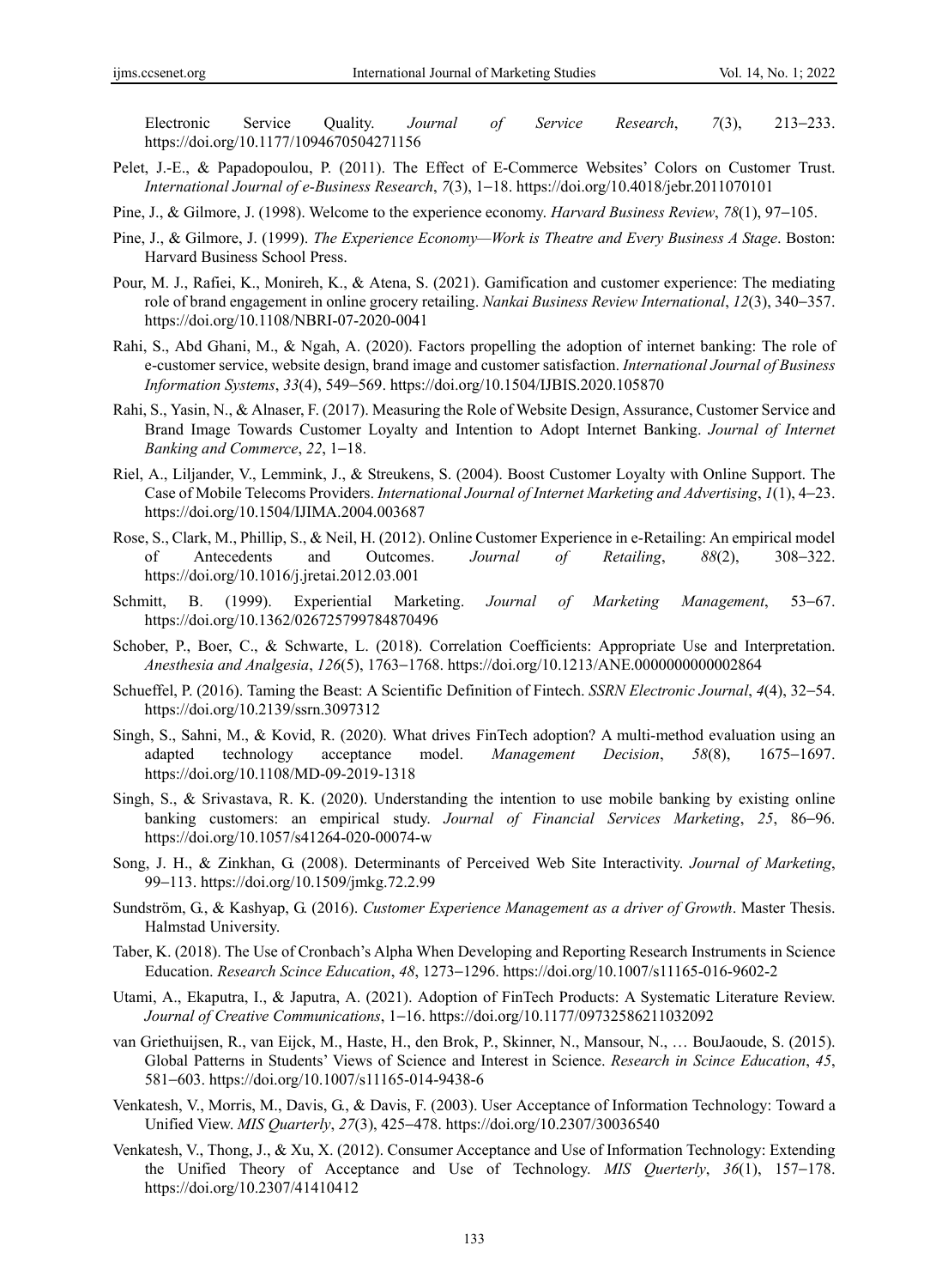Electronic Service Quality. *Journal of Service Research*, *7*(3), 213–233. https://doi.org/10.1177/1094670504271156

Pelet, J.-E., & Papadopoulou, P. (2011). The Effect of E-Commerce Websites' Colors on Customer Trust. *International Journal of e-Business Research*, *7*(3), 1–18. https://doi.org/10.4018/jebr.2011070101

Pine, J., & Gilmore, J. (1998). Welcome to the experience economy. *Harvard Business Review*, *78*(1), 97–105.

Pine, J., & Gilmore, J. (1999). *The Experience Economy—Work is Theatre and Every Business A Stage*. Boston: Harvard Business School Press.

Pour, M. J., Rafiei, K., Monireh, K., & Atena, S. (2021). Gamification and customer experience: The mediating role of brand engagement in online grocery retailing. *Nankai Business Review International*, *12*(3), 340–357. https://doi.org/10.1108/NBRI-07-2020-0041

Rahi, S., Abd Ghani, M., & Ngah, A. (2020). Factors propelling the adoption of internet banking: The role of e-customer service, website design, brand image and customer satisfaction. *International Journal of Business Information Systems*, *33*(4), 549–569. https://doi.org/10.1504/IJBIS.2020.105870

Rahi, S., Yasin, N., & Alnaser, F. (2017). Measuring the Role of Website Design, Assurance, Customer Service and Brand Image Towards Customer Loyalty and Intention to Adopt Internet Banking. *Journal of Internet Banking and Commerce*, *22*, 1–18.

Riel, A., Liljander, V., Lemmink, J., & Streukens, S. (2004). Boost Customer Loyalty with Online Support. The Case of Mobile Telecoms Providers. *International Journal of Internet Marketing and Advertising*, *1*(1), 4–23. https://doi.org/10.1504/IJIMA.2004.003687

Rose, S., Clark, M., Phillip, S., & Neil, H. (2012). Online Customer Experience in e-Retailing: An empirical model of Antecedents and Outcomes. *Journal of Retailing*, *88*(2), 308–322. https://doi.org/10.1016/j.jretai.2012.03.001

Schmitt, B. (1999). Experiential Marketing. *Journal of Marketing Management*, 53–67. https://doi.org/10.1362/026725799784870496

Schober, P., Boer, C., & Schwarte, L. (2018). Correlation Coefficients: Appropriate Use and Interpretation. *Anesthesia and Analgesia*, *126*(5), 1763–1768. https://doi.org/10.1213/ANE.0000000000002864

Schueffel, P. (2016). Taming the Beast: A Scientific Definition of Fintech. *SSRN Electronic Journal*, *4*(4), 32–54. https://doi.org/10.2139/ssrn.3097312

Singh, S., Sahni, M., & Kovid, R. (2020). What drives FinTech adoption? A multi-method evaluation using an adapted technology acceptance model. *Management Decision*, *58*(8), 1675–1697. https://doi.org/10.1108/MD-09-2019-1318

Singh, S., & Srivastava, R. K. (2020). Understanding the intention to use mobile banking by existing online banking customers: an empirical study. *Journal of Financial Services Marketing*, *25*, 86–96. https://doi.org/10.1057/s41264-020-00074-w

Song, J. H., & Zinkhan, G. (2008). Determinants of Perceived Web Site Interactivity. *Journal of Marketing*, 99–113. https://doi.org/10.1509/jmkg.72.2.99

Sundström, G., & Kashyap, G. (2016). *Customer Experience Management as a driver of Growth*. Master Thesis. Halmstad University.

Taber, K. (2018). The Use of Cronbach's Alpha When Developing and Reporting Research Instruments in Science Education. *Research Scince Education*, *48*, 1273–1296. https://doi.org/10.1007/s11165-016-9602-2

Utami, A., Ekaputra, I., & Japutra, A. (2021). Adoption of FinTech Products: A Systematic Literature Review. *Journal of Creative Communications*, 1–16. https://doi.org/10.1177/09732586211032092

van Griethuijsen, R., van Eijck, M., Haste, H., den Brok, P., Skinner, N., Mansour, N., … BouJaoude, S. (2015). Global Patterns in Students' Views of Science and Interest in Science. *Research in Scince Education*, *45*, 581–603. https://doi.org/10.1007/s11165-014-9438-6

Venkatesh, V., Morris, M., Davis, G., & Davis, F. (2003). User Acceptance of Information Technology: Toward a Unified View. *MIS Quarterly*, *27*(3), 425–478. https://doi.org/10.2307/30036540

Venkatesh, V., Thong, J., & Xu, X. (2012). Consumer Acceptance and Use of Information Technology: Extending the Unified Theory of Acceptance and Use of Technology. *MIS Querterly*, *36*(1), 157–178. https://doi.org/10.2307/41410412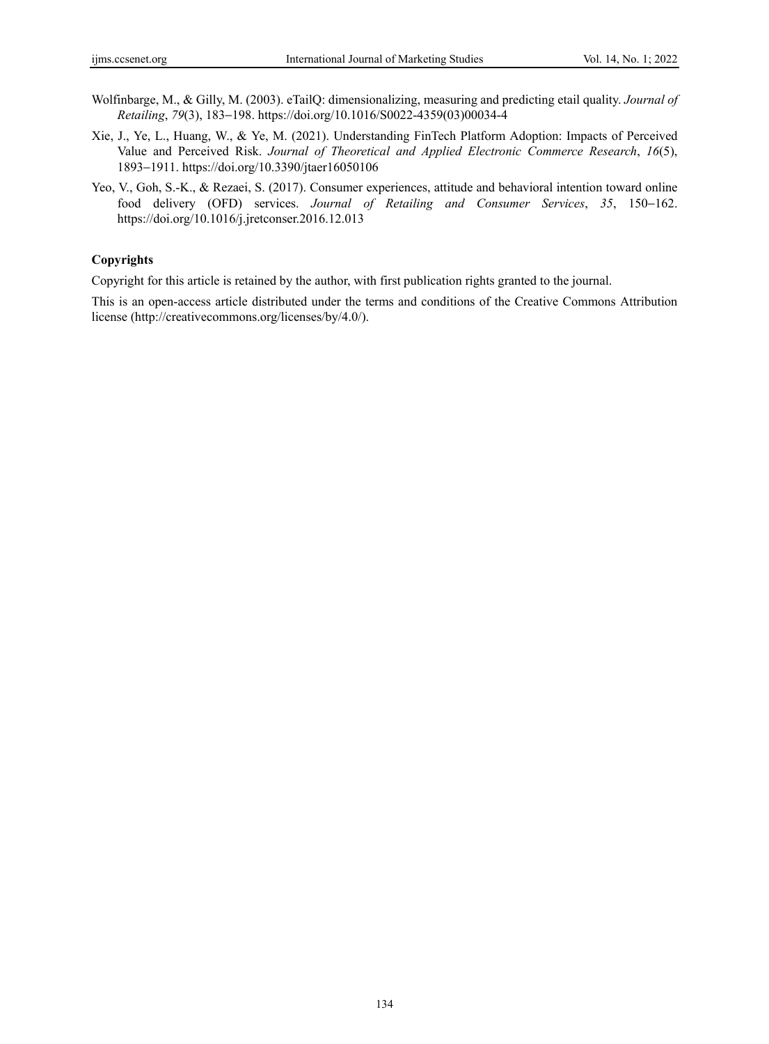Wolfinbarge, M., & Gilly, M. (2003). eTailQ: dimensionalizing, measuring and predicting etail quality. *Journal of Retailing*, *79*(3), 183–198. https://doi.org/10.1016/S0022-4359(03)00034-4

Xie, J., Ye, L., Huang, W., & Ye, M. (2021). Understanding FinTech Platform Adoption: Impacts of Perceived Value and Perceived Risk. *Journal of Theoretical and Applied Electronic Commerce Research*, *16*(5), 1893–1911. https://doi.org/10.3390/jtaer16050106

Yeo, V., Goh, S.-K., & Rezaei, S. (2017). Consumer experiences, attitude and behavioral intention toward online food delivery (OFD) services. *Journal of Retailing and Consumer Services*, *35*, 150–162. https://doi.org/10.1016/j.jretconser.2016.12.013

**Copyrights**

Copyright for this article is retained by the author, with first publication rights granted to the journal.

This is an open-access article distributed under the terms and conditions of the Creative Commons Attribution license (http://creativecommons.org/licenses/by/4.0/).